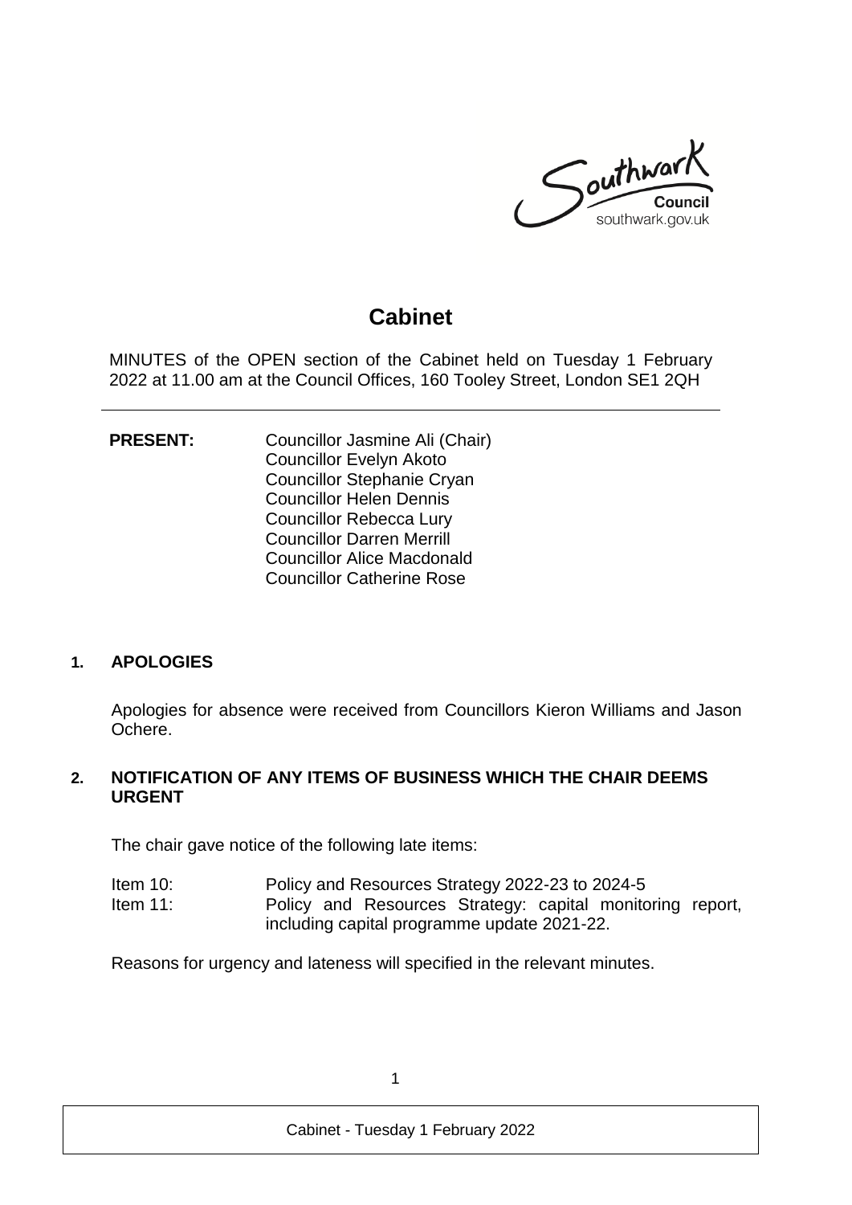# Cabinet

MINUTES of the OPEN section of the Cabinet held on Tuesday 1 February 2022 at 11.00 am at the Council Offices, 160 Tooley Street, London SE1 2QH

**PRESENT:**
Councillor Jasmine Ali (Chair)
Councillor Evelyn Akoto
Councillor Stephanie Cryan
Councillor Helen Dennis
Councillor Rebecca Lury
Councillor Darren Merrill
Councillor Alice Macdonald
Councillor Catherine Rose

## 1. APOLOGIES

Apologies for absence were received from Councillors Kieron Williams and Jason Ochere.

## 2. NOTIFICATION OF ANY ITEMS OF BUSINESS WHICH THE CHAIR DEEMS URGENT

The chair gave notice of the following late items:

Item 10: Policy and Resources Strategy 2022-23 to 2024-5
Item 11: Policy and Resources Strategy: capital monitoring report, including capital programme update 2021-22.

Reasons for urgency and lateness will specified in the relevant minutes.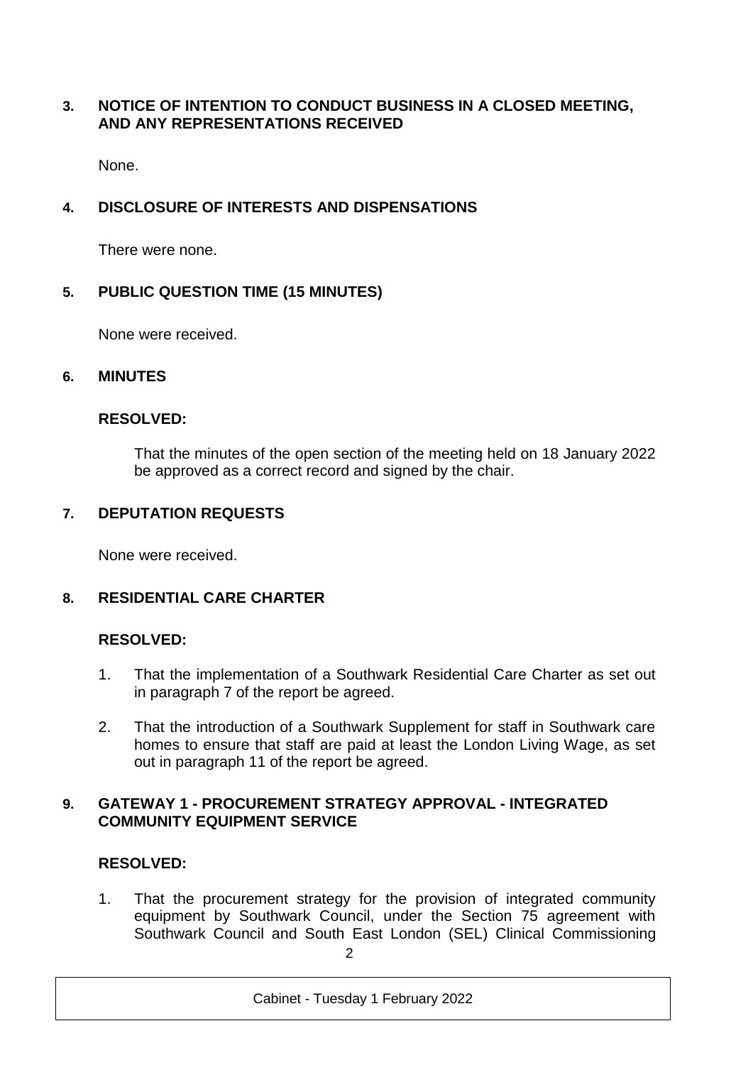### 3. NOTICE OF INTENTION TO CONDUCT BUSINESS IN A CLOSED MEETING, AND ANY REPRESENTATIONS RECEIVED

None.

### 4. DISCLOSURE OF INTERESTS AND DISPENSATIONS

There were none.

### 5. PUBLIC QUESTION TIME (15 MINUTES)

None were received.

### 6. MINUTES

**RESOLVED:**

That the minutes of the open section of the meeting held on 18 January 2022 be approved as a correct record and signed by the chair.

### 7. DEPUTATION REQUESTS

None were received.

### 8. RESIDENTIAL CARE CHARTER

**RESOLVED:**

1. That the implementation of a Southwark Residential Care Charter as set out in paragraph 7 of the report be agreed.

2. That the introduction of a Southwark Supplement for staff in Southwark care homes to ensure that staff are paid at least the London Living Wage, as set out in paragraph 11 of the report be agreed.

### 9. GATEWAY 1 - PROCUREMENT STRATEGY APPROVAL - INTEGRATED COMMUNITY EQUIPMENT SERVICE

**RESOLVED:**

1. That the procurement strategy for the provision of integrated community equipment by Southwark Council, under the Section 75 agreement with Southwark Council and South East London (SEL) Clinical Commissioning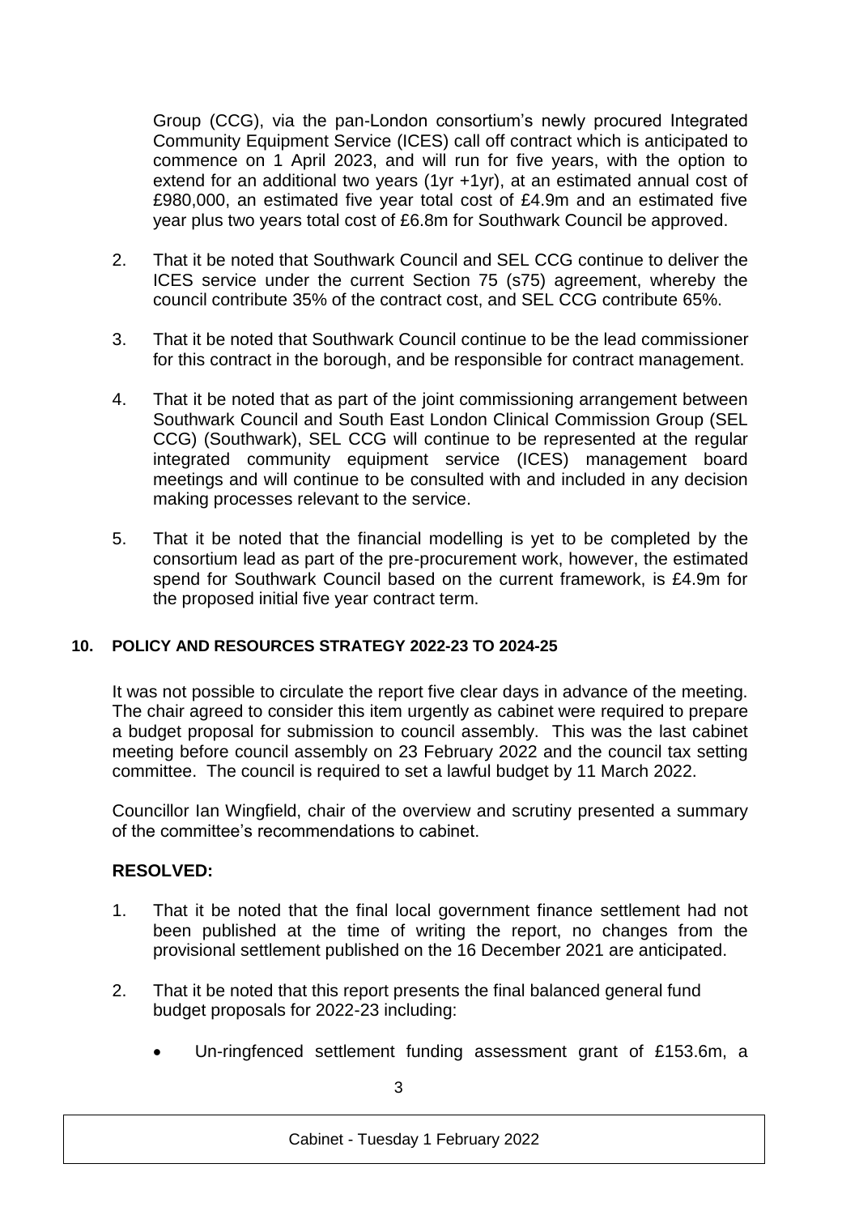Group (CCG), via the pan-London consortium's newly procured Integrated Community Equipment Service (ICES) call off contract which is anticipated to commence on 1 April 2023, and will run for five years, with the option to extend for an additional two years (1yr +1yr), at an estimated annual cost of £980,000, an estimated five year total cost of £4.9m and an estimated five year plus two years total cost of £6.8m for Southwark Council be approved.

2. That it be noted that Southwark Council and SEL CCG continue to deliver the ICES service under the current Section 75 (s75) agreement, whereby the council contribute 35% of the contract cost, and SEL CCG contribute 65%.

3. That it be noted that Southwark Council continue to be the lead commissioner for this contract in the borough, and be responsible for contract management.

4. That it be noted that as part of the joint commissioning arrangement between Southwark Council and South East London Clinical Commission Group (SEL CCG) (Southwark), SEL CCG will continue to be represented at the regular integrated community equipment service (ICES) management board meetings and will continue to be consulted with and included in any decision making processes relevant to the service.

5. That it be noted that the financial modelling is yet to be completed by the consortium lead as part of the pre-procurement work, however, the estimated spend for Southwark Council based on the current framework, is £4.9m for the proposed initial five year contract term.

## 10. POLICY AND RESOURCES STRATEGY 2022-23 TO 2024-25

It was not possible to circulate the report five clear days in advance of the meeting. The chair agreed to consider this item urgently as cabinet were required to prepare a budget proposal for submission to council assembly. This was the last cabinet meeting before council assembly on 23 February 2022 and the council tax setting committee. The council is required to set a lawful budget by 11 March 2022.

Councillor Ian Wingfield, chair of the overview and scrutiny presented a summary of the committee's recommendations to cabinet.

**RESOLVED:**

1. That it be noted that the final local government finance settlement had not been published at the time of writing the report, no changes from the provisional settlement published on the 16 December 2021 are anticipated.

2. That it be noted that this report presents the final balanced general fund budget proposals for 2022-23 including:

   - Un-ringfenced settlement funding assessment grant of £153.6m, a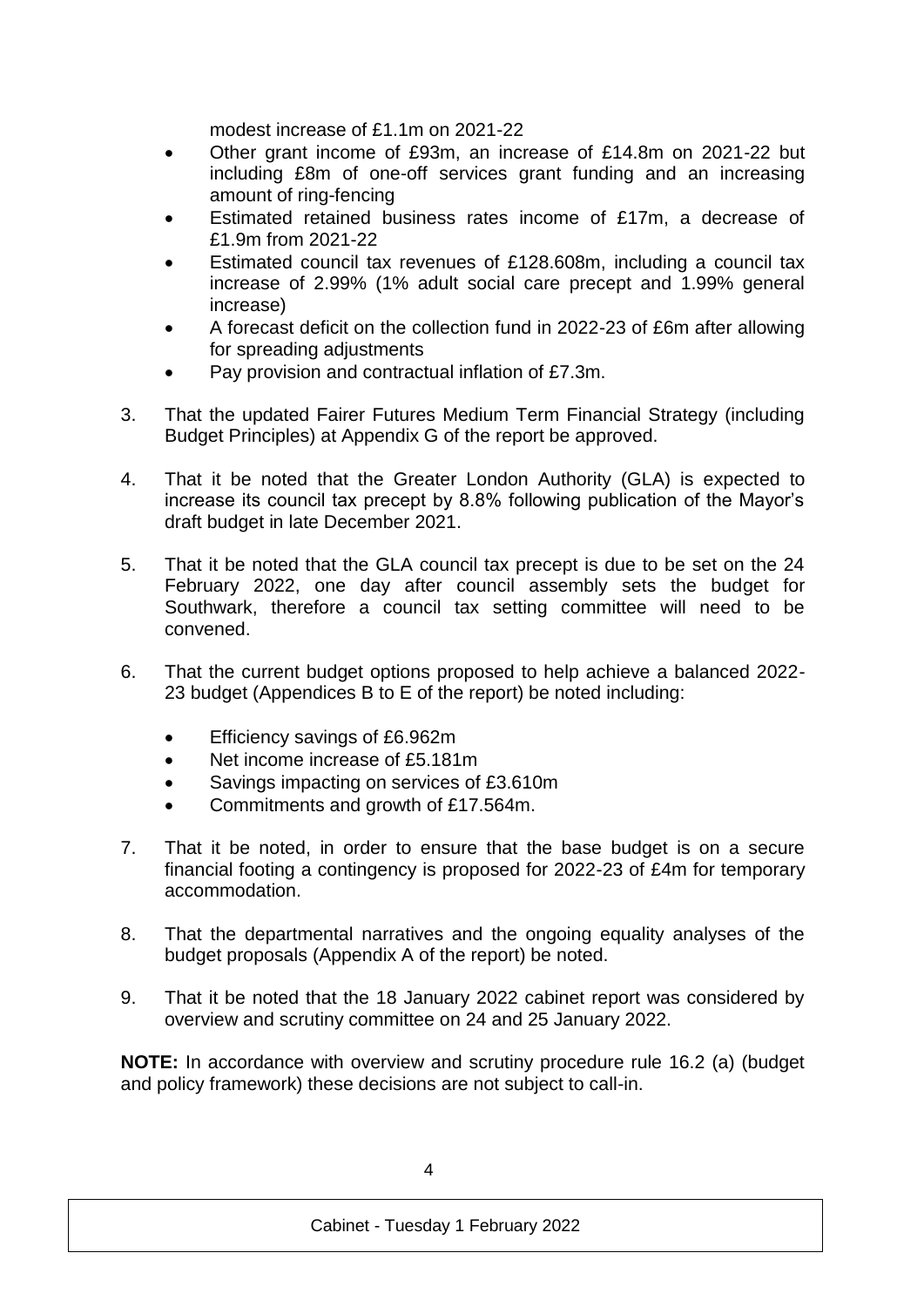modest increase of £1.1m on 2021-22

- Other grant income of £93m, an increase of £14.8m on 2021-22 but including £8m of one-off services grant funding and an increasing amount of ring-fencing
- Estimated retained business rates income of £17m, a decrease of £1.9m from 2021-22
- Estimated council tax revenues of £128.608m, including a council tax increase of 2.99% (1% adult social care precept and 1.99% general increase)
- A forecast deficit on the collection fund in 2022-23 of £6m after allowing for spreading adjustments
- Pay provision and contractual inflation of £7.3m.

3. That the updated Fairer Futures Medium Term Financial Strategy (including Budget Principles) at Appendix G of the report be approved.

4. That it be noted that the Greater London Authority (GLA) is expected to increase its council tax precept by 8.8% following publication of the Mayor's draft budget in late December 2021.

5. That it be noted that the GLA council tax precept is due to be set on the 24 February 2022, one day after council assembly sets the budget for Southwark, therefore a council tax setting committee will need to be convened.

6. That the current budget options proposed to help achieve a balanced 2022-23 budget (Appendices B to E of the report) be noted including:

   - Efficiency savings of £6.962m
   - Net income increase of £5.181m
   - Savings impacting on services of £3.610m
   - Commitments and growth of £17.564m.

7. That it be noted, in order to ensure that the base budget is on a secure financial footing a contingency is proposed for 2022-23 of £4m for temporary accommodation.

8. That the departmental narratives and the ongoing equality analyses of the budget proposals (Appendix A of the report) be noted.

9. That it be noted that the 18 January 2022 cabinet report was considered by overview and scrutiny committee on 24 and 25 January 2022.

**NOTE:** In accordance with overview and scrutiny procedure rule 16.2 (a) (budget and policy framework) these decisions are not subject to call-in.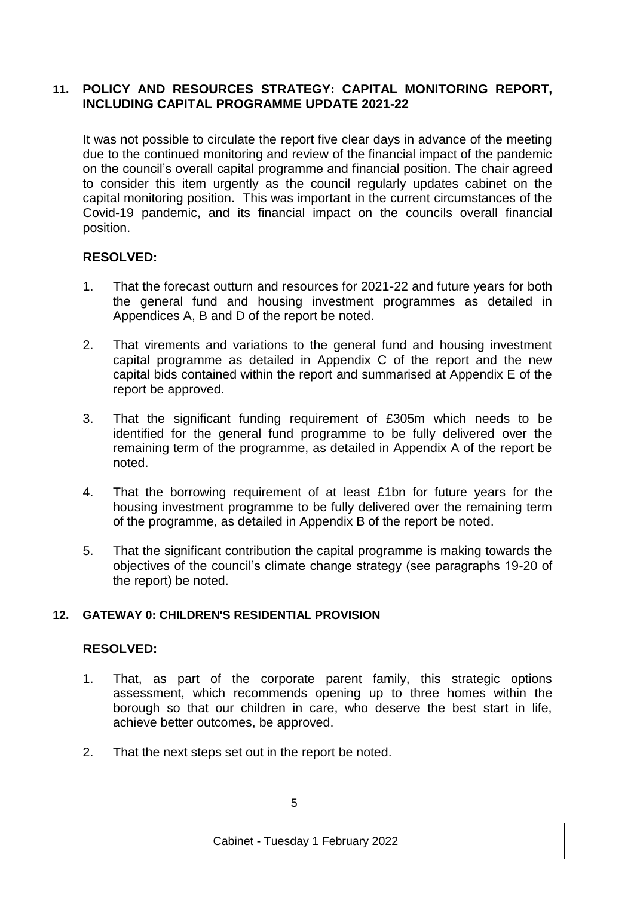## 11. POLICY AND RESOURCES STRATEGY: CAPITAL MONITORING REPORT, INCLUDING CAPITAL PROGRAMME UPDATE 2021-22

It was not possible to circulate the report five clear days in advance of the meeting due to the continued monitoring and review of the financial impact of the pandemic on the council's overall capital programme and financial position. The chair agreed to consider this item urgently as the council regularly updates cabinet on the capital monitoring position. This was important in the current circumstances of the Covid-19 pandemic, and its financial impact on the councils overall financial position.

**RESOLVED:**

1. That the forecast outturn and resources for 2021-22 and future years for both the general fund and housing investment programmes as detailed in Appendices A, B and D of the report be noted.

2. That virements and variations to the general fund and housing investment capital programme as detailed in Appendix C of the report and the new capital bids contained within the report and summarised at Appendix E of the report be approved.

3. That the significant funding requirement of £305m which needs to be identified for the general fund programme to be fully delivered over the remaining term of the programme, as detailed in Appendix A of the report be noted.

4. That the borrowing requirement of at least £1bn for future years for the housing investment programme to be fully delivered over the remaining term of the programme, as detailed in Appendix B of the report be noted.

5. That the significant contribution the capital programme is making towards the objectives of the council's climate change strategy (see paragraphs 19-20 of the report) be noted.

## 12. GATEWAY 0: CHILDREN'S RESIDENTIAL PROVISION

**RESOLVED:**

1. That, as part of the corporate parent family, this strategic options assessment, which recommends opening up to three homes within the borough so that our children in care, who deserve the best start in life, achieve better outcomes, be approved.

2. That the next steps set out in the report be noted.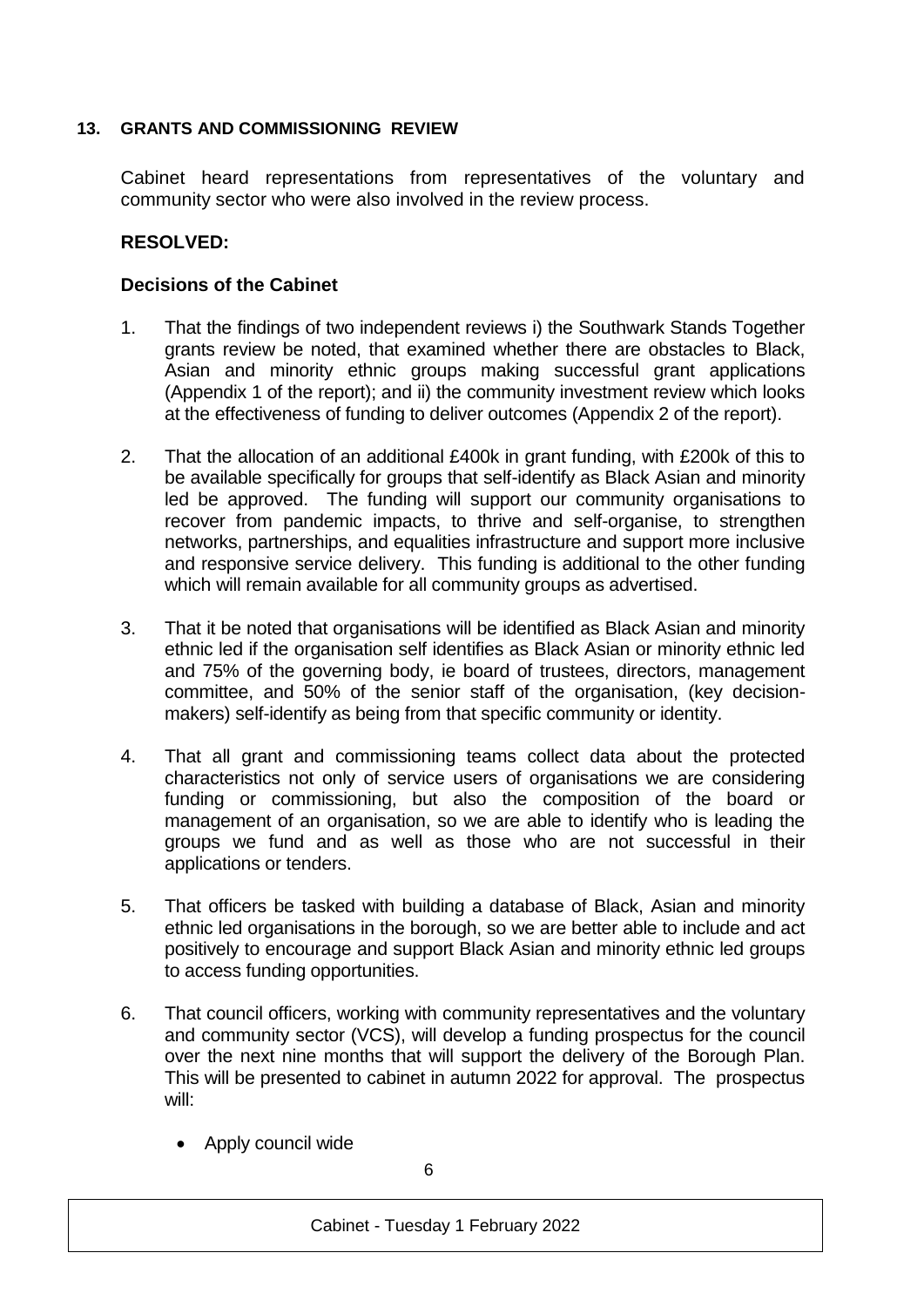## 13. GRANTS AND COMMISSIONING REVIEW

Cabinet heard representations from representatives of the voluntary and community sector who were also involved in the review process.

**RESOLVED:**

**Decisions of the Cabinet**

1. That the findings of two independent reviews i) the Southwark Stands Together grants review be noted, that examined whether there are obstacles to Black, Asian and minority ethnic groups making successful grant applications (Appendix 1 of the report); and ii) the community investment review which looks at the effectiveness of funding to deliver outcomes (Appendix 2 of the report).

2. That the allocation of an additional £400k in grant funding, with £200k of this to be available specifically for groups that self-identify as Black Asian and minority led be approved. The funding will support our community organisations to recover from pandemic impacts, to thrive and self-organise, to strengthen networks, partnerships, and equalities infrastructure and support more inclusive and responsive service delivery. This funding is additional to the other funding which will remain available for all community groups as advertised.

3. That it be noted that organisations will be identified as Black Asian and minority ethnic led if the organisation self identifies as Black Asian or minority ethnic led and 75% of the governing body, ie board of trustees, directors, management committee, and 50% of the senior staff of the organisation, (key decision-makers) self-identify as being from that specific community or identity.

4. That all grant and commissioning teams collect data about the protected characteristics not only of service users of organisations we are considering funding or commissioning, but also the composition of the board or management of an organisation, so we are able to identify who is leading the groups we fund and as well as those who are not successful in their applications or tenders.

5. That officers be tasked with building a database of Black, Asian and minority ethnic led organisations in the borough, so we are better able to include and act positively to encourage and support Black Asian and minority ethnic led groups to access funding opportunities.

6. That council officers, working with community representatives and the voluntary and community sector (VCS), will develop a funding prospectus for the council over the next nine months that will support the delivery of the Borough Plan. This will be presented to cabinet in autumn 2022 for approval. The prospectus will:

   - Apply council wide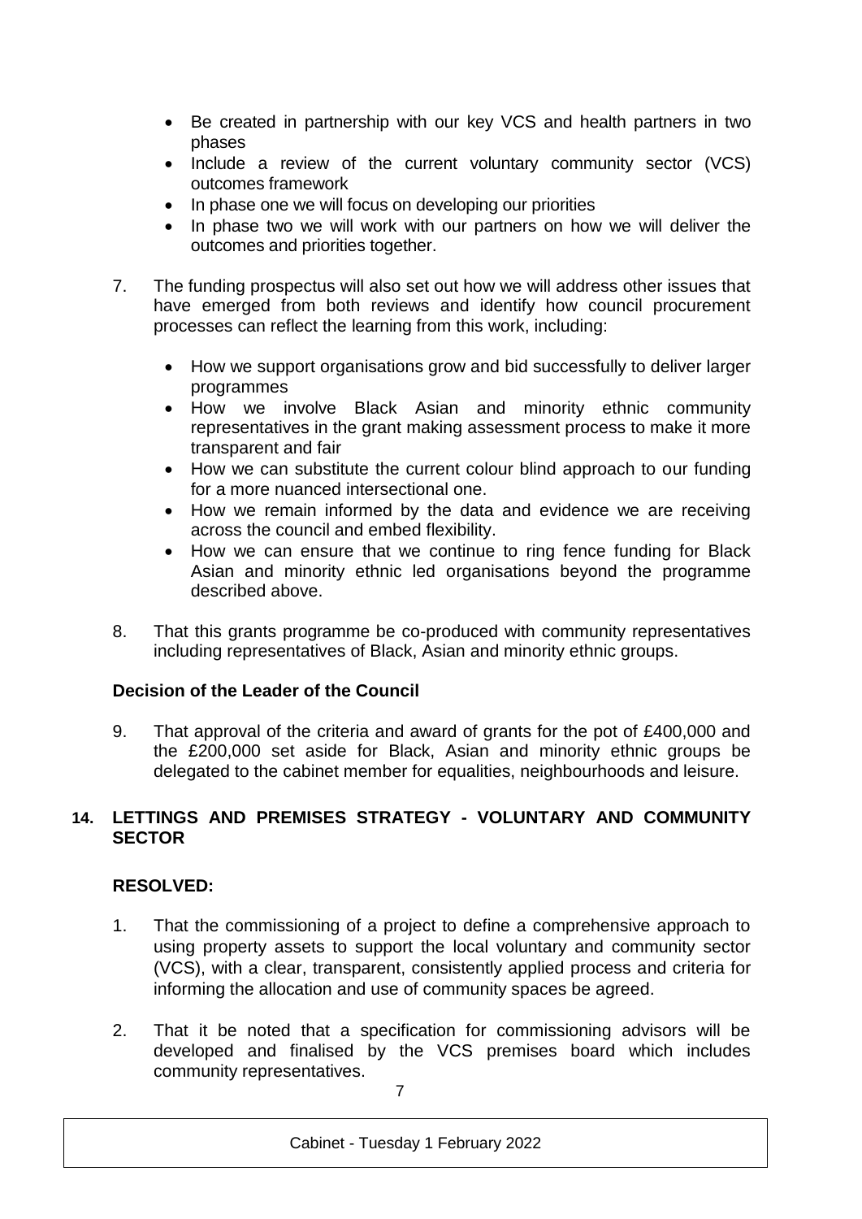- Be created in partnership with our key VCS and health partners in two phases
- Include a review of the current voluntary community sector (VCS) outcomes framework
- In phase one we will focus on developing our priorities
- In phase two we will work with our partners on how we will deliver the outcomes and priorities together.

7. The funding prospectus will also set out how we will address other issues that have emerged from both reviews and identify how council procurement processes can reflect the learning from this work, including:

   - How we support organisations grow and bid successfully to deliver larger programmes
   - How we involve Black Asian and minority ethnic community representatives in the grant making assessment process to make it more transparent and fair
   - How we can substitute the current colour blind approach to our funding for a more nuanced intersectional one.
   - How we remain informed by the data and evidence we are receiving across the council and embed flexibility.
   - How we can ensure that we continue to ring fence funding for Black Asian and minority ethnic led organisations beyond the programme described above.

8. That this grants programme be co-produced with community representatives including representatives of Black, Asian and minority ethnic groups.

**Decision of the Leader of the Council**

9. That approval of the criteria and award of grants for the pot of £400,000 and the £200,000 set aside for Black, Asian and minority ethnic groups be delegated to the cabinet member for equalities, neighbourhoods and leisure.

## 14. LETTINGS AND PREMISES STRATEGY - VOLUNTARY AND COMMUNITY SECTOR

**RESOLVED:**

1. That the commissioning of a project to define a comprehensive approach to using property assets to support the local voluntary and community sector (VCS), with a clear, transparent, consistently applied process and criteria for informing the allocation and use of community spaces be agreed.

2. That it be noted that a specification for commissioning advisors will be developed and finalised by the VCS premises board which includes community representatives.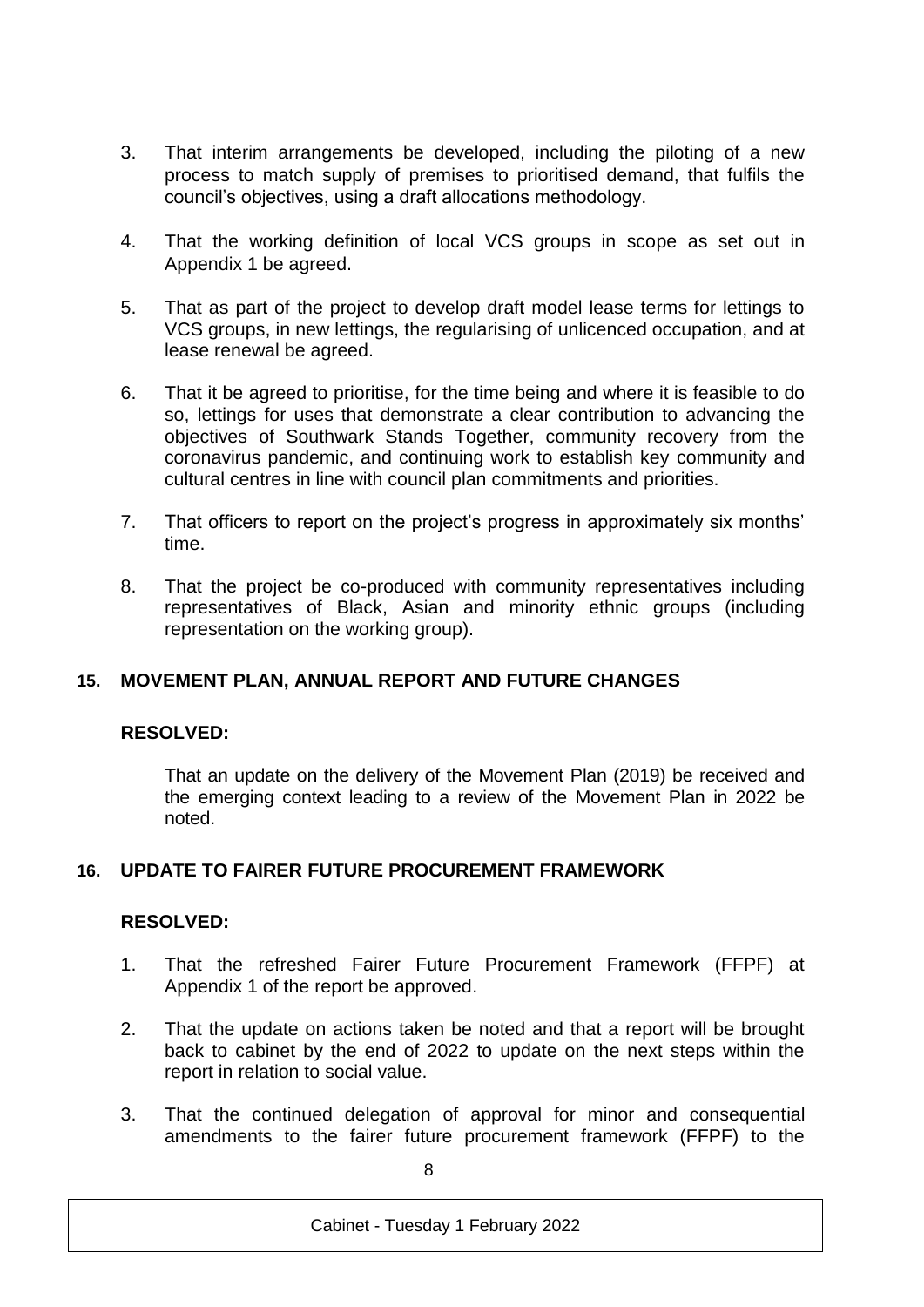3. That interim arrangements be developed, including the piloting of a new process to match supply of premises to prioritised demand, that fulfils the council's objectives, using a draft allocations methodology.

4. That the working definition of local VCS groups in scope as set out in Appendix 1 be agreed.

5. That as part of the project to develop draft model lease terms for lettings to VCS groups, in new lettings, the regularising of unlicenced occupation, and at lease renewal be agreed.

6. That it be agreed to prioritise, for the time being and where it is feasible to do so, lettings for uses that demonstrate a clear contribution to advancing the objectives of Southwark Stands Together, community recovery from the coronavirus pandemic, and continuing work to establish key community and cultural centres in line with council plan commitments and priorities.

7. That officers to report on the project's progress in approximately six months' time.

8. That the project be co-produced with community representatives including representatives of Black, Asian and minority ethnic groups (including representation on the working group).

## 15. MOVEMENT PLAN, ANNUAL REPORT AND FUTURE CHANGES

**RESOLVED:**

That an update on the delivery of the Movement Plan (2019) be received and the emerging context leading to a review of the Movement Plan in 2022 be noted.

## 16. UPDATE TO FAIRER FUTURE PROCUREMENT FRAMEWORK

**RESOLVED:**

1. That the refreshed Fairer Future Procurement Framework (FFPF) at Appendix 1 of the report be approved.

2. That the update on actions taken be noted and that a report will be brought back to cabinet by the end of 2022 to update on the next steps within the report in relation to social value.

3. That the continued delegation of approval for minor and consequential amendments to the fairer future procurement framework (FFPF) to the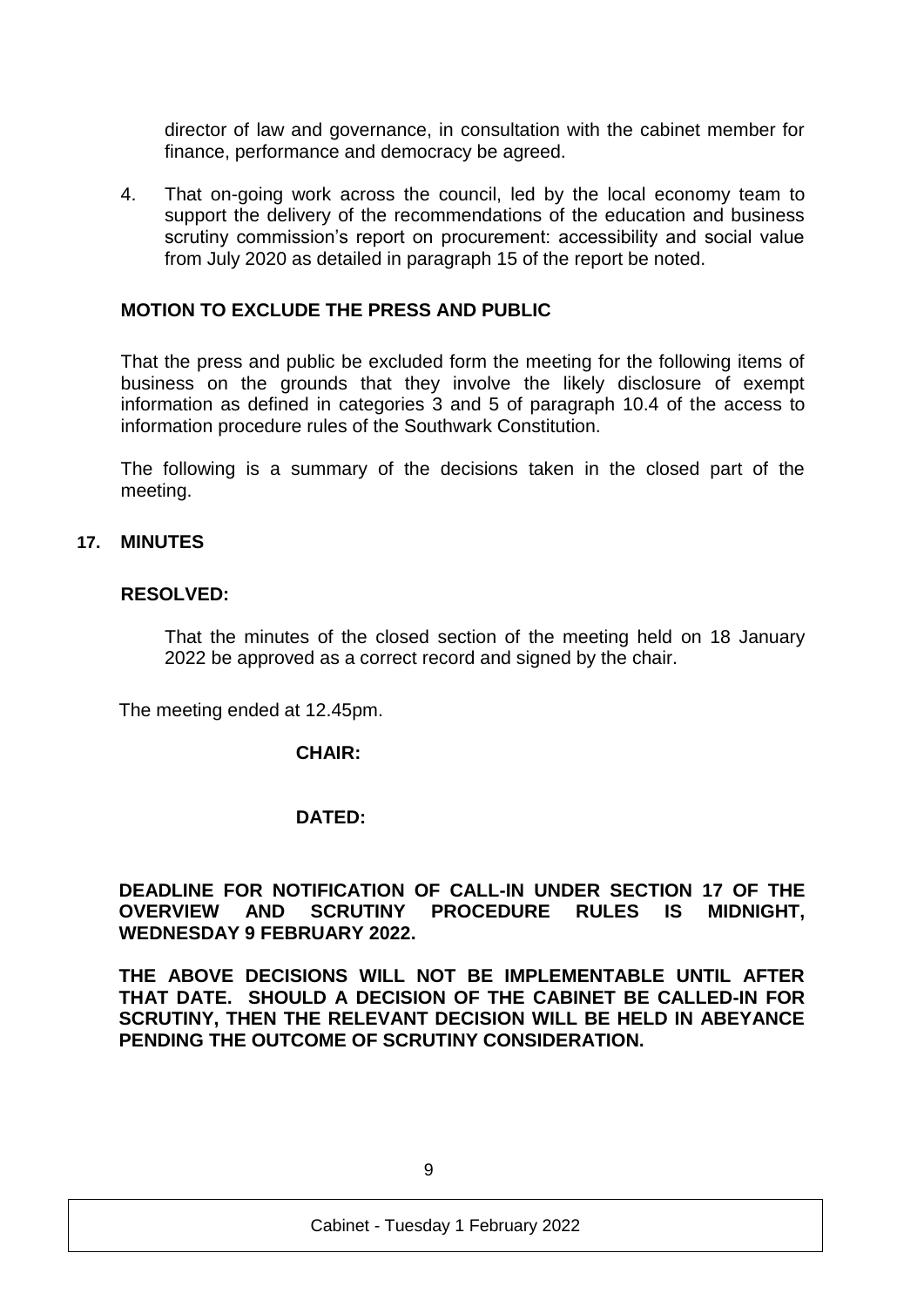director of law and governance, in consultation with the cabinet member for finance, performance and democracy be agreed.

4. That on-going work across the council, led by the local economy team to support the delivery of the recommendations of the education and business scrutiny commission's report on procurement: accessibility and social value from July 2020 as detailed in paragraph 15 of the report be noted.

**MOTION TO EXCLUDE THE PRESS AND PUBLIC**

That the press and public be excluded form the meeting for the following items of business on the grounds that they involve the likely disclosure of exempt information as defined in categories 3 and 5 of paragraph 10.4 of the access to information procedure rules of the Southwark Constitution.

The following is a summary of the decisions taken in the closed part of the meeting.

**17. MINUTES**

**RESOLVED:**

That the minutes of the closed section of the meeting held on 18 January 2022 be approved as a correct record and signed by the chair.

The meeting ended at 12.45pm.

**CHAIR:**

**DATED:**

**DEADLINE FOR NOTIFICATION OF CALL-IN UNDER SECTION 17 OF THE OVERVIEW AND SCRUTINY PROCEDURE RULES IS MIDNIGHT, WEDNESDAY 9 FEBRUARY 2022.**

**THE ABOVE DECISIONS WILL NOT BE IMPLEMENTABLE UNTIL AFTER THAT DATE. SHOULD A DECISION OF THE CABINET BE CALLED-IN FOR SCRUTINY, THEN THE RELEVANT DECISION WILL BE HELD IN ABEYANCE PENDING THE OUTCOME OF SCRUTINY CONSIDERATION.**